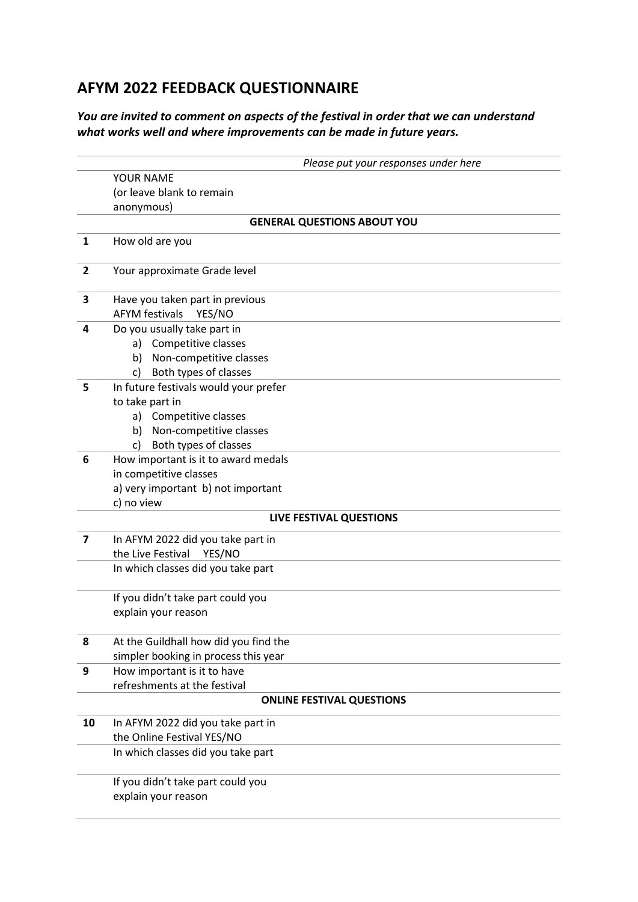# AFYM 2022 FEEDBACK QUESTIONNAIRE

***You are invited to comment on aspects of the festival in order that we can understand what works well and where improvements can be made in future years.***

| | | *Please put your responses under here* |
|---|---|---|
| | YOUR NAME (or leave blank to remain anonymous) | |
| | **GENERAL QUESTIONS ABOUT YOU** | |
| **1** | How old are you | |
| **2** | Your approximate Grade level | |
| **3** | Have you taken part in previous AFYM festivals YES/NO | |
| **4** | Do you usually take part in<br>a) Competitive classes<br>b) Non-competitive classes<br>c) Both types of classes | |
| **5** | In future festivals would your prefer to take part in<br>a) Competitive classes<br>b) Non-competitive classes<br>c) Both types of classes | |
| **6** | How important is it to award medals in competitive classes<br>a) very important b) not important<br>c) no view | |
| | **LIVE FESTIVAL QUESTIONS** | |
| **7** | In AFYM 2022 did you take part in the Live Festival YES/NO | |
| | In which classes did you take part | |
| | If you didn't take part could you explain your reason | |
| **8** | At the Guildhall how did you find the simpler booking in process this year | |
| **9** | How important is it to have refreshments at the festival | |
| | **ONLINE FESTIVAL QUESTIONS** | |
| **10** | In AFYM 2022 did you take part in the Online Festival YES/NO | |
| | In which classes did you take part | |
| | If you didn't take part could you explain your reason | |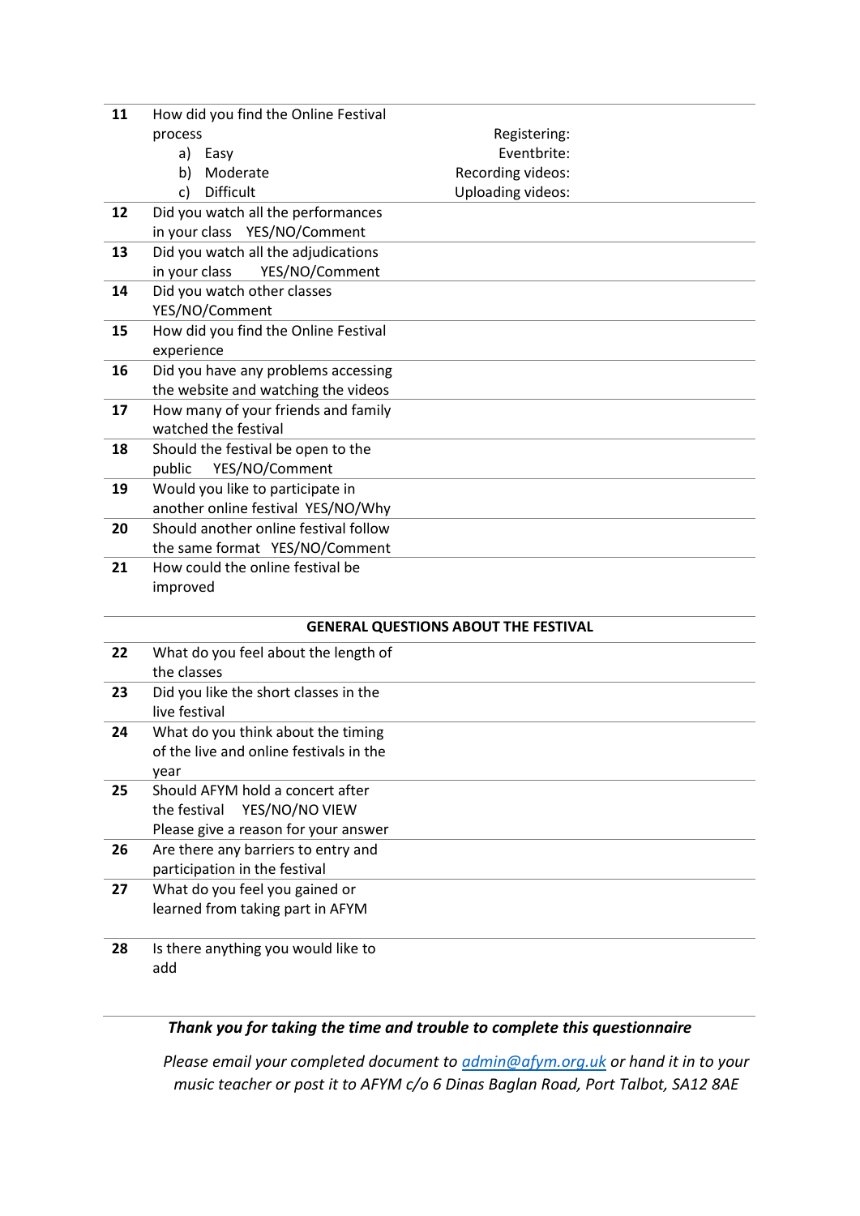| | | |
|---|---|---|
| 11 | How did you find the Online Festival process<br>a) Easy<br>b) Moderate<br>c) Difficult | Registering:<br>Eventbrite:<br>Recording videos:<br>Uploading videos: |
| 12 | Did you watch all the performances in your class YES/NO/Comment | |
| 13 | Did you watch all the adjudications in your class YES/NO/Comment | |
| 14 | Did you watch other classes YES/NO/Comment | |
| 15 | How did you find the Online Festival experience | |
| 16 | Did you have any problems accessing the website and watching the videos | |
| 17 | How many of your friends and family watched the festival | |
| 18 | Should the festival be open to the public YES/NO/Comment | |
| 19 | Would you like to participate in another online festival YES/NO/Why | |
| 20 | Should another online festival follow the same format YES/NO/Comment | |
| 21 | How could the online festival be improved | |

**GENERAL QUESTIONS ABOUT THE FESTIVAL**

| | | |
|---|---|---|
| 22 | What do you feel about the length of the classes | |
| 23 | Did you like the short classes in the live festival | |
| 24 | What do you think about the timing of the live and online festivals in the year | |
| 25 | Should AFYM hold a concert after the festival YES/NO/NO VIEW<br>Please give a reason for your answer | |
| 26 | Are there any barriers to entry and participation in the festival | |
| 27 | What do you feel you gained or learned from taking part in AFYM | |
| 28 | Is there anything you would like to add | |

***Thank you for taking the time and trouble to complete this questionnaire***

*Please email your completed document to admin@afym.org.uk or hand it in to your music teacher or post it to AFYM c/o 6 Dinas Baglan Road, Port Talbot, SA12 8AE*